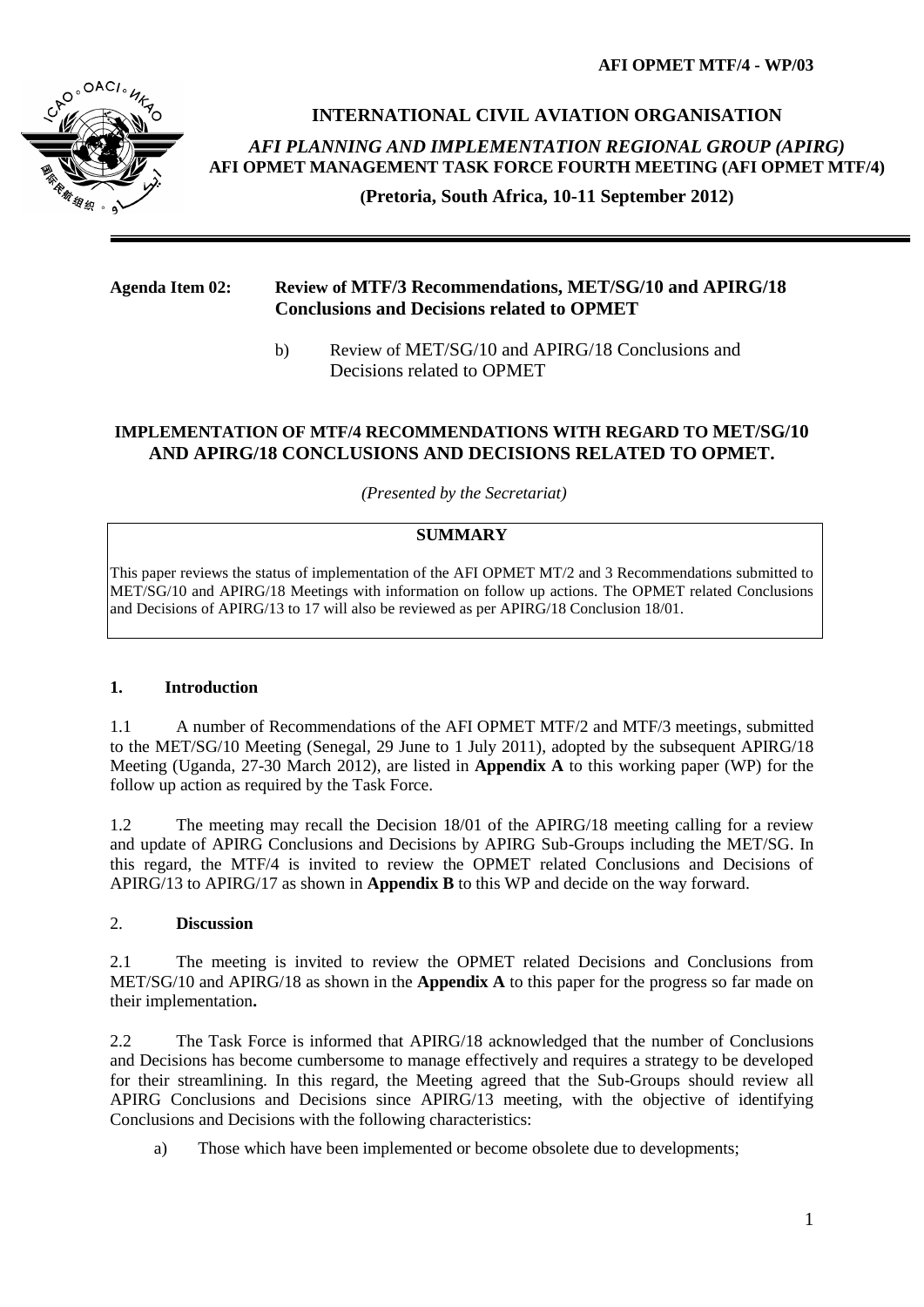AFI OPMET MTF/4 - WP/03

**INTERNATIONAL CIVIL AVIATION ORGANISATION**

***AFI PLANNING AND IMPLEMENTATION REGIONAL GROUP (APIRG)***

**AFI OPMET MANAGEMENT TASK FORCE FOURTH MEETING (AFI OPMET MTF/4)**

**(Pretoria, South Africa, 10-11 September 2012)**

---

**Agenda Item 02: Review of MTF/3 Recommendations, MET/SG/10 and APIRG/18 Conclusions and Decisions related to OPMET**

b) Review of MET/SG/10 and APIRG/18 Conclusions and Decisions related to OPMET

**IMPLEMENTATION OF MTF/4 RECOMMENDATIONS WITH REGARD TO MET/SG/10 AND APIRG/18 CONCLUSIONS AND DECISIONS RELATED TO OPMET.**

*(Presented by the Secretariat)*

| **SUMMARY** |
|---|
| This paper reviews the status of implementation of the AFI OPMET MT/2 and 3 Recommendations submitted to MET/SG/10 and APIRG/18 Meetings with information on follow up actions. The OPMET related Conclusions and Decisions of APIRG/13 to 17 will also be reviewed as per APIRG/18 Conclusion 18/01. |

## 1. Introduction

1.1 A number of Recommendations of the AFI OPMET MTF/2 and MTF/3 meetings, submitted to the MET/SG/10 Meeting (Senegal, 29 June to 1 July 2011), adopted by the subsequent APIRG/18 Meeting (Uganda, 27-30 March 2012), are listed in **Appendix A** to this working paper (WP) for the follow up action as required by the Task Force.

1.2 The meeting may recall the Decision 18/01 of the APIRG/18 meeting calling for a review and update of APIRG Conclusions and Decisions by APIRG Sub-Groups including the MET/SG. In this regard, the MTF/4 is invited to review the OPMET related Conclusions and Decisions of APIRG/13 to APIRG/17 as shown in **Appendix B** to this WP and decide on the way forward.

## 2. Discussion

2.1 The meeting is invited to review the OPMET related Decisions and Conclusions from MET/SG/10 and APIRG/18 as shown in the **Appendix A** to this paper for the progress so far made on their implementation**.**

2.2 The Task Force is informed that APIRG/18 acknowledged that the number of Conclusions and Decisions has become cumbersome to manage effectively and requires a strategy to be developed for their streamlining. In this regard, the Meeting agreed that the Sub-Groups should review all APIRG Conclusions and Decisions since APIRG/13 meeting, with the objective of identifying Conclusions and Decisions with the following characteristics:

a) Those which have been implemented or become obsolete due to developments;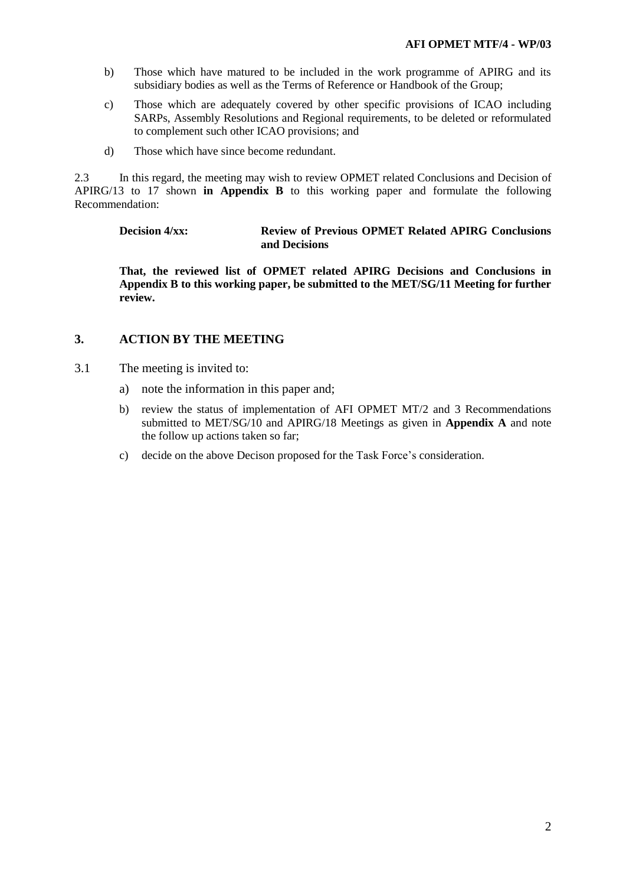b) Those which have matured to be included in the work programme of APIRG and its subsidiary bodies as well as the Terms of Reference or Handbook of the Group;

c) Those which are adequately covered by other specific provisions of ICAO including SARPs, Assembly Resolutions and Regional requirements, to be deleted or reformulated to complement such other ICAO provisions; and

d) Those which have since become redundant.

2.3 In this regard, the meeting may wish to review OPMET related Conclusions and Decision of APIRG/13 to 17 shown **in Appendix B** to this working paper and formulate the following Recommendation:

> **Decision 4/xx: Review of Previous OPMET Related APIRG Conclusions and Decisions**
>
> **That, the reviewed list of OPMET related APIRG Decisions and Conclusions in Appendix B to this working paper, be submitted to the MET/SG/11 Meeting for further review.**

## 3. ACTION BY THE MEETING

3.1 The meeting is invited to:

a) note the information in this paper and;

b) review the status of implementation of AFI OPMET MT/2 and 3 Recommendations submitted to MET/SG/10 and APIRG/18 Meetings as given in **Appendix A** and note the follow up actions taken so far;

c) decide on the above Decison proposed for the Task Force's consideration.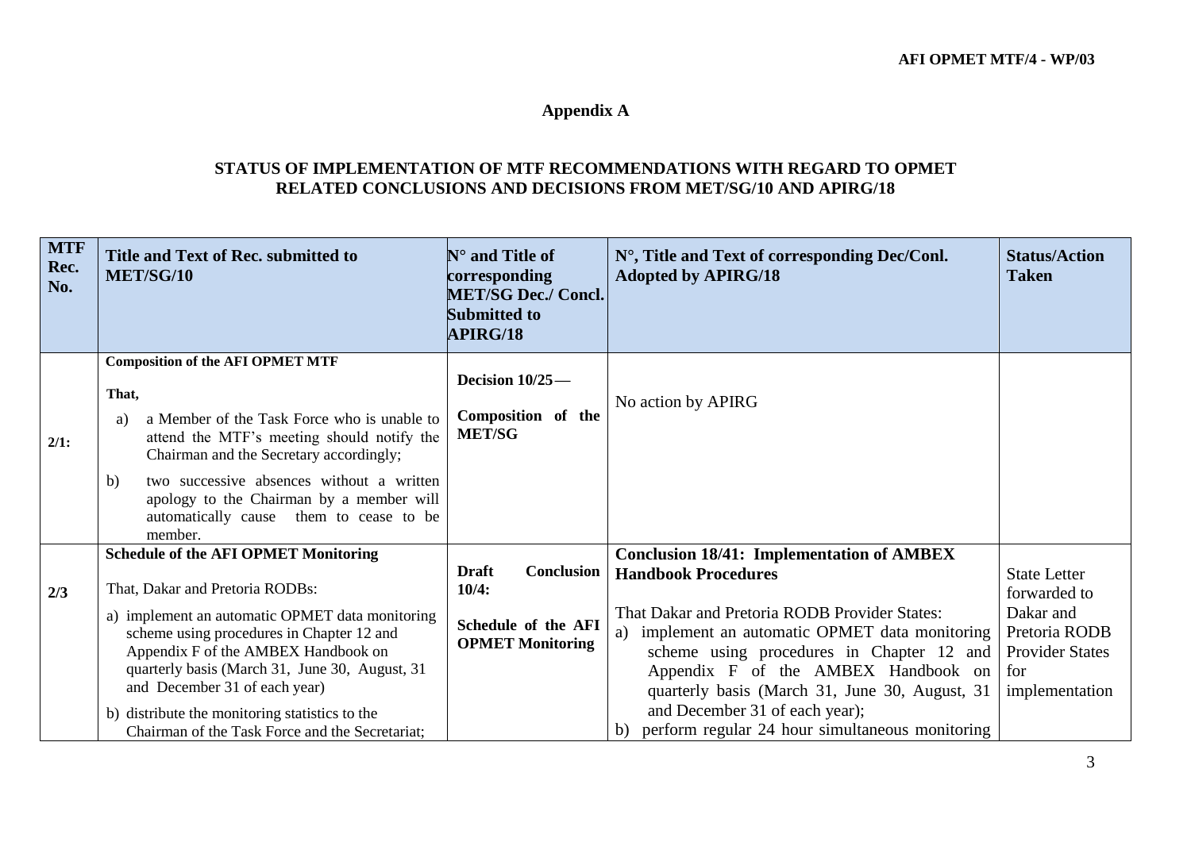## Appendix A

### STATUS OF IMPLEMENTATION OF MTF RECOMMENDATIONS WITH REGARD TO OPMET RELATED CONCLUSIONS AND DECISIONS FROM MET/SG/10 AND APIRG/18

| MTF Rec. No. | Title and Text of Rec. submitted to MET/SG/10 | N° and Title of corresponding MET/SG Dec./ Concl. Submitted to APIRG/18 | N°, Title and Text of corresponding Dec/Conl. Adopted by APIRG/18 | Status/Action Taken |
|---|---|---|---|---|
| 2/1: | **Composition of the AFI OPMET MTF**<br><br>**That,**<br>a) a Member of the Task Force who is unable to attend the MTF's meeting should notify the Chairman and the Secretary accordingly;<br>b) two successive absences without a written apology to the Chairman by a member will automatically cause them to cease to be member. | **Decision 10/25—**<br><br>**Composition of the MET/SG** | No action by APIRG | |
| 2/3 | **Schedule of the AFI OPMET Monitoring**<br><br>That, Dakar and Pretoria RODBs:<br>a) implement an automatic OPMET data monitoring scheme using procedures in Chapter 12 and Appendix F of the AMBEX Handbook on quarterly basis (March 31, June 30, August, 31 and December 31 of each year)<br>b) distribute the monitoring statistics to the Chairman of the Task Force and the Secretariat; | **Draft Conclusion 10/4:**<br><br>**Schedule of the AFI OPMET Monitoring** | **Conclusion 18/41: Implementation of AMBEX Handbook Procedures**<br><br>That Dakar and Pretoria RODB Provider States:<br>a) implement an automatic OPMET data monitoring scheme using procedures in Chapter 12 and Appendix F of the AMBEX Handbook on quarterly basis (March 31, June 30, August, 31 and December 31 of each year);<br>b) perform regular 24 hour simultaneous monitoring | State Letter forwarded to Dakar and Pretoria RODB Provider States for implementation |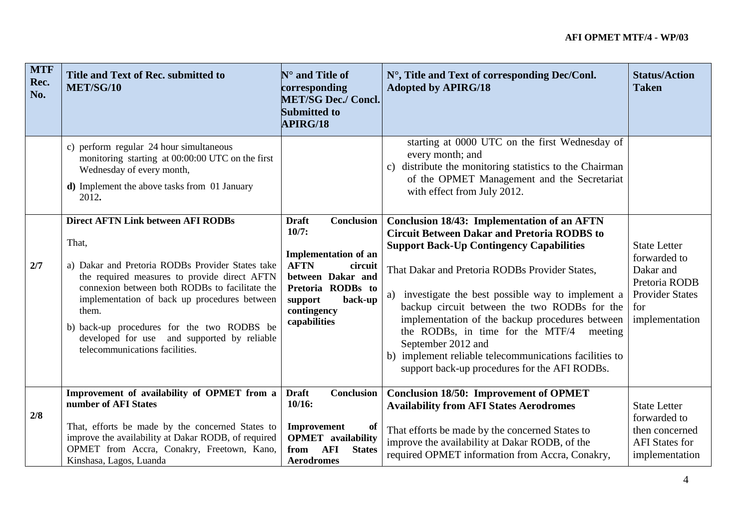| MTF Rec. No. | Title and Text of Rec. submitted to MET/SG/10 | N° and Title of corresponding MET/SG Dec./ Concl. Submitted to APIRG/18 | N°, Title and Text of corresponding Dec/Conl. Adopted by APIRG/18 | Status/Action Taken |
|---|---|---|---|---|
| | c) perform regular 24 hour simultaneous monitoring starting at 00:00:00 UTC on the first Wednesday of every month,<br>**d)** Implement the above tasks from 01 January 2012**.** | | starting at 0000 UTC on the first Wednesday of every month; and<br>c) distribute the monitoring statistics to the Chairman of the OPMET Management and the Secretariat with effect from July 2012. | |
| **2/7** | **Direct AFTN Link between AFI RODBs**<br>That,<br>a) Dakar and Pretoria RODBs Provider States take the required measures to provide direct AFTN connexion between both RODBs to facilitate the implementation of back up procedures between them.<br>b) back-up procedures for the two RODBS be developed for use and supported by reliable telecommunications facilities. | **Draft Conclusion 10/7:**<br>**Implementation of an AFTN circuit between Dakar and Pretoria RODBs to support back-up contingency capabilities** | **Conclusion 18/43: Implementation of an AFTN Circuit Between Dakar and Pretoria RODBS to Support Back-Up Contingency Capabilities**<br>That Dakar and Pretoria RODBs Provider States,<br>a) investigate the best possible way to implement a backup circuit between the two RODBs for the implementation of the backup procedures between the RODBs, in time for the MTF/4 meeting September 2012 and<br>b) implement reliable telecommunications facilities to support back-up procedures for the AFI RODBs. | State Letter forwarded to Dakar and Pretoria RODB Provider States for implementation |
| **2/8** | **Improvement of availability of OPMET from a number of AFI States**<br>That, efforts be made by the concerned States to improve the availability at Dakar RODB, of required OPMET from Accra, Conakry, Freetown, Kano, Kinshasa, Lagos, Luanda | **Draft Conclusion 10/16:**<br>**Improvement of OPMET availability from AFI States Aerodromes** | **Conclusion 18/50: Improvement of OPMET Availability from AFI States Aerodromes**<br>That efforts be made by the concerned States to improve the availability at Dakar RODB, of the required OPMET information from Accra, Conakry, | State Letter forwarded to then concerned AFI States for implementation |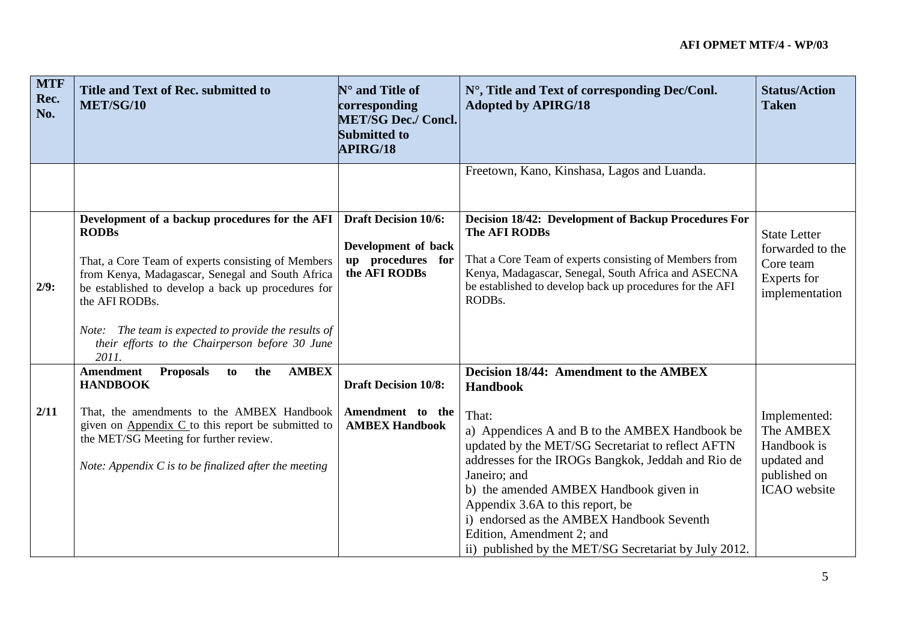| MTF Rec. No. | Title and Text of Rec. submitted to MET/SG/10 | N° and Title of corresponding MET/SG Dec./ Concl. Submitted to APIRG/18 | N°, Title and Text of corresponding Dec/Conl. Adopted by APIRG/18 | Status/Action Taken |
|---|---|---|---|---|
| | | | Freetown, Kano, Kinshasa, Lagos and Luanda. | |
| 2/9: | **Development of a backup procedures for the AFI RODBs**<br><br>That, a Core Team of experts consisting of Members from Kenya, Madagascar, Senegal and South Africa be established to develop a back up procedures for the AFI RODBs.<br><br>*Note: The team is expected to provide the results of their efforts to the Chairperson before 30 June 2011.* | **Draft Decision 10/6:**<br><br>**Development of back up procedures for the AFI RODBs** | **Decision 18/42: Development of Backup Procedures For The AFI RODBs**<br><br>That a Core Team of experts consisting of Members from Kenya, Madagascar, Senegal, South Africa and ASECNA be established to develop back up procedures for the AFI RODBs. | State Letter forwarded to the Core team Experts for implementation |
| 2/11 | **Amendment Proposals to the AMBEX HANDBOOK**<br><br>That, the amendments to the AMBEX Handbook given on Appendix C to this report be submitted to the MET/SG Meeting for further review.<br><br>*Note: Appendix C is to be finalized after the meeting* | **Draft Decision 10/8:**<br><br>**Amendment to the AMBEX Handbook** | **Decision 18/44: Amendment to the AMBEX Handbook**<br><br>That:<br>a) Appendices A and B to the AMBEX Handbook be updated by the MET/SG Secretariat to reflect AFTN addresses for the IROGs Bangkok, Jeddah and Rio de Janeiro; and<br>b) the amended AMBEX Handbook given in Appendix 3.6A to this report, be<br>i) endorsed as the AMBEX Handbook Seventh Edition, Amendment 2; and<br>ii) published by the MET/SG Secretariat by July 2012. | Implemented: The AMBEX Handbook is updated and published on ICAO website |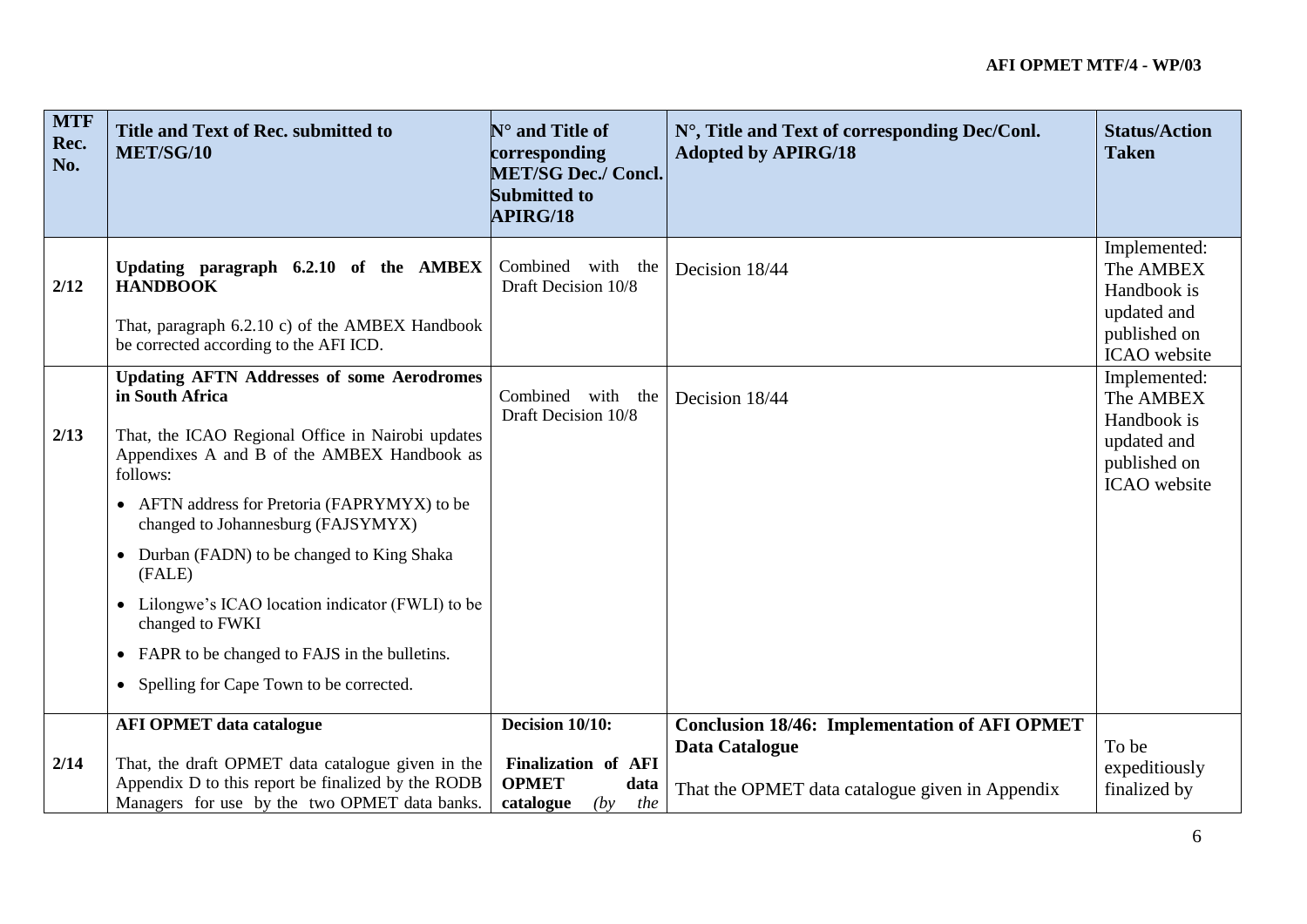| MTF Rec. No. | Title and Text of Rec. submitted to MET/SG/10 | N° and Title of corresponding MET/SG Dec./ Concl. Submitted to APIRG/18 | N°, Title and Text of corresponding Dec/Conl. Adopted by APIRG/18 | Status/Action Taken |
|---|---|---|---|---|
| 2/12 | **Updating paragraph 6.2.10 of the AMBEX HANDBOOK**<br><br>That, paragraph 6.2.10 c) of the AMBEX Handbook be corrected according to the AFI ICD. | Combined with the Draft Decision 10/8 | Decision 18/44 | Implemented: The AMBEX Handbook is updated and published on ICAO website |
| 2/13 | **Updating AFTN Addresses of some Aerodromes in South Africa**<br><br>That, the ICAO Regional Office in Nairobi updates Appendixes A and B of the AMBEX Handbook as follows:<br><br>• AFTN address for Pretoria (FAPRYMYX) to be changed to Johannesburg (FAJSYMYX)<br>• Durban (FADN) to be changed to King Shaka (FALE)<br>• Lilongwe's ICAO location indicator (FWLI) to be changed to FWKI<br>• FAPR to be changed to FAJS in the bulletins.<br>• Spelling for Cape Town to be corrected. | Combined with the Draft Decision 10/8 | Decision 18/44 | Implemented: The AMBEX Handbook is updated and published on ICAO website |
| 2/14 | **AFI OPMET data catalogue**<br><br>That, the draft OPMET data catalogue given in the Appendix D to this report be finalized by the RODB Managers for use by the two OPMET data banks. | **Decision 10/10:**<br><br>**Finalization of AFI OPMET data catalogue** *(by the* | **Conclusion 18/46: Implementation of AFI OPMET Data Catalogue**<br><br>That the OPMET data catalogue given in Appendix | To be expeditiously finalized by |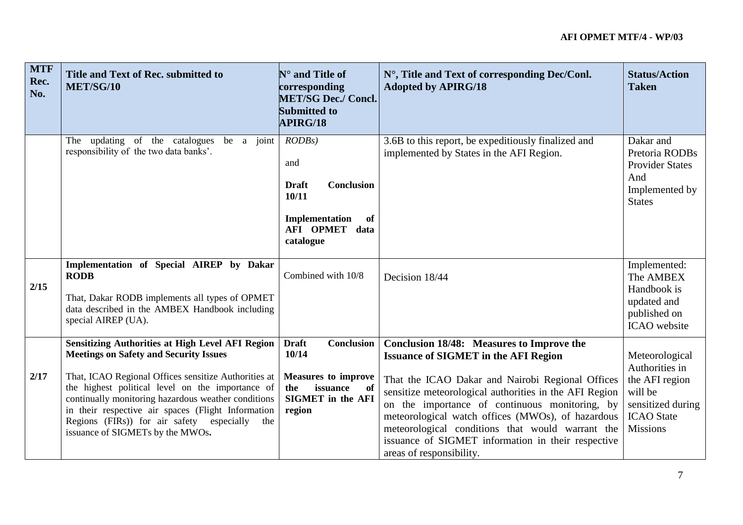| MTF Rec. No. | Title and Text of Rec. submitted to MET/SG/10 | N° and Title of corresponding MET/SG Dec./ Concl. Submitted to APIRG/18 | N°, Title and Text of corresponding Dec/Conl. Adopted by APIRG/18 | Status/Action Taken |
|---|---|---|---|---|
| | The updating of the catalogues be a joint responsibility of the two data banks'. | *RODBs)*<br><br>and<br><br>**Draft Conclusion 10/11**<br><br>**Implementation of AFI OPMET data catalogue** | 3.6B to this report, be expeditiously finalized and implemented by States in the AFI Region. | Dakar and Pretoria RODBs Provider States And Implemented by States |
| 2/15 | **Implementation of Special AIREP by Dakar RODB**<br><br>That, Dakar RODB implements all types of OPMET data described in the AMBEX Handbook including special AIREP (UA). | Combined with 10/8 | Decision 18/44 | Implemented: The AMBEX Handbook is updated and published on ICAO website |
| 2/17 | **Sensitizing Authorities at High Level AFI Region Meetings on Safety and Security Issues**<br><br>That, ICAO Regional Offices sensitize Authorities at the highest political level on the importance of continually monitoring hazardous weather conditions in their respective air spaces (Flight Information Regions (FIRs)) for air safety especially the issuance of SIGMETs by the MWOs**.** | **Draft Conclusion 10/14**<br><br>**Measures to improve the issuance of SIGMET in the AFI region** | **Conclusion 18/48: Measures to Improve the Issuance of SIGMET in the AFI Region**<br><br>That the ICAO Dakar and Nairobi Regional Offices sensitize meteorological authorities in the AFI Region on the importance of continuous monitoring, by meteorological watch offices (MWOs), of hazardous meteorological conditions that would warrant the issuance of SIGMET information in their respective areas of responsibility. | Meteorological Authorities in the AFI region will be sensitized during ICAO State Missions |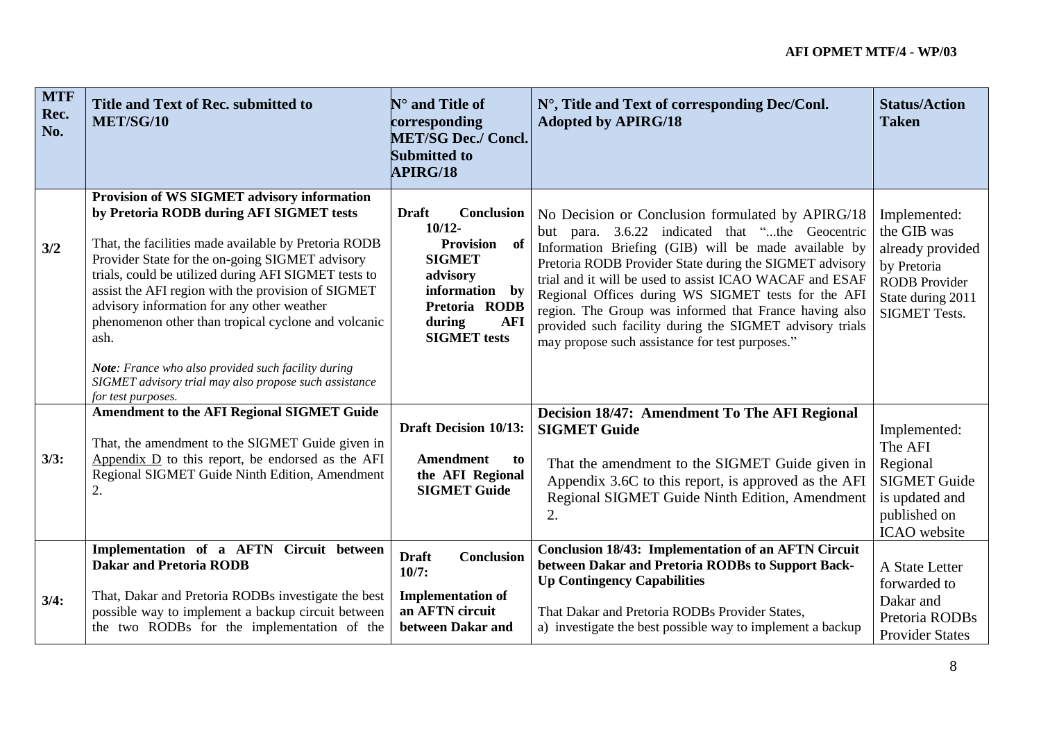| MTF Rec. No. | Title and Text of Rec. submitted to MET/SG/10 | N° and Title of corresponding MET/SG Dec./ Concl. Submitted to APIRG/18 | N°, Title and Text of corresponding Dec/Conl. Adopted by APIRG/18 | Status/Action Taken |
|---|---|---|---|---|
| 3/2 | **Provision of WS SIGMET advisory information by Pretoria RODB during AFI SIGMET tests**<br><br>That, the facilities made available by Pretoria RODB Provider State for the on-going SIGMET advisory trials, could be utilized during AFI SIGMET tests to assist the AFI region with the provision of SIGMET advisory information for any other weather phenomenon other than tropical cyclone and volcanic ash.<br><br>***Note**: France who also provided such facility during SIGMET advisory trial may also propose such assistance for test purposes.* | **Draft Conclusion 10/12- Provision of SIGMET advisory information by Pretoria RODB during AFI SIGMET tests** | No Decision or Conclusion formulated by APIRG/18 but para. 3.6.22 indicated that "...the Geocentric Information Briefing (GIB) will be made available by Pretoria RODB Provider State during the SIGMET advisory trial and it will be used to assist ICAO WACAF and ESAF Regional Offices during WS SIGMET tests for the AFI region. The Group was informed that France having also provided such facility during the SIGMET advisory trials may propose such assistance for test purposes." | Implemented: the GIB was already provided by Pretoria RODB Provider State during 2011 SIGMET Tests. |
| 3/3: | **Amendment to the AFI Regional SIGMET Guide**<br><br>That, the amendment to the SIGMET Guide given in Appendix D to this report, be endorsed as the AFI Regional SIGMET Guide Ninth Edition, Amendment 2. | **Draft Decision 10/13: Amendment to the AFI Regional SIGMET Guide** | **Decision 18/47: Amendment To The AFI Regional SIGMET Guide**<br><br>That the amendment to the SIGMET Guide given in Appendix 3.6C to this report, is approved as the AFI Regional SIGMET Guide Ninth Edition, Amendment 2. | Implemented: The AFI Regional SIGMET Guide is updated and published on ICAO website |
| 3/4: | **Implementation of a AFTN Circuit between Dakar and Pretoria RODB**<br><br>That, Dakar and Pretoria RODBs investigate the best possible way to implement a backup circuit between the two RODBs for the implementation of the | **Draft Conclusion 10/7: Implementation of an AFTN circuit between Dakar and** | **Conclusion 18/43: Implementation of an AFTN Circuit between Dakar and Pretoria RODBs to Support Back-Up Contingency Capabilities**<br><br>That Dakar and Pretoria RODBs Provider States,<br>a) investigate the best possible way to implement a backup | A State Letter forwarded to Dakar and Pretoria RODBs Provider States |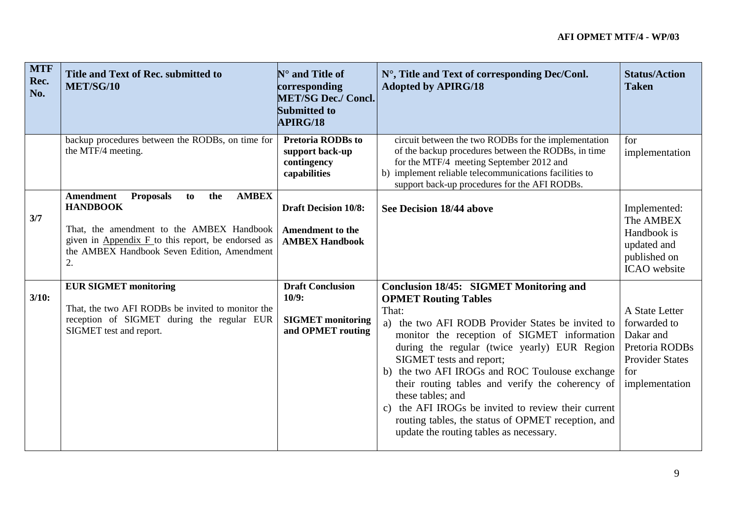| MTF Rec. No. | Title and Text of Rec. submitted to MET/SG/10 | N° and Title of corresponding MET/SG Dec./ Concl. Submitted to APIRG/18 | N°, Title and Text of corresponding Dec/Conl. Adopted by APIRG/18 | Status/Action Taken |
|---|---|---|---|---|
| | backup procedures between the RODBs, on time for the MTF/4 meeting. | **Pretoria RODBs to support back-up contingency capabilities** | circuit between the two RODBs for the implementation of the backup procedures between the RODBs, in time for the MTF/4 meeting September 2012 and<br>b) implement reliable telecommunications facilities to support back-up procedures for the AFI RODBs. | for implementation |
| 3/7 | **Amendment Proposals to the AMBEX HANDBOOK**<br><br>That, the amendment to the AMBEX Handbook given in Appendix F to this report, be endorsed as the AMBEX Handbook Seven Edition, Amendment 2. | **Draft Decision 10/8:**<br><br>**Amendment to the AMBEX Handbook** | **See Decision 18/44 above** | Implemented: The AMBEX Handbook is updated and published on ICAO website |
| 3/10: | **EUR SIGMET monitoring**<br><br>That, the two AFI RODBs be invited to monitor the reception of SIGMET during the regular EUR SIGMET test and report. | **Draft Conclusion 10/9:**<br><br>**SIGMET monitoring and OPMET routing** | **Conclusion 18/45: SIGMET Monitoring and OPMET Routing Tables**<br>That:<br>a) the two AFI RODB Provider States be invited to monitor the reception of SIGMET information during the regular (twice yearly) EUR Region SIGMET tests and report;<br>b) the two AFI IROGs and ROC Toulouse exchange their routing tables and verify the coherency of these tables; and<br>c) the AFI IROGs be invited to review their current routing tables, the status of OPMET reception, and update the routing tables as necessary. | A State Letter forwarded to Dakar and Pretoria RODBs Provider States for implementation |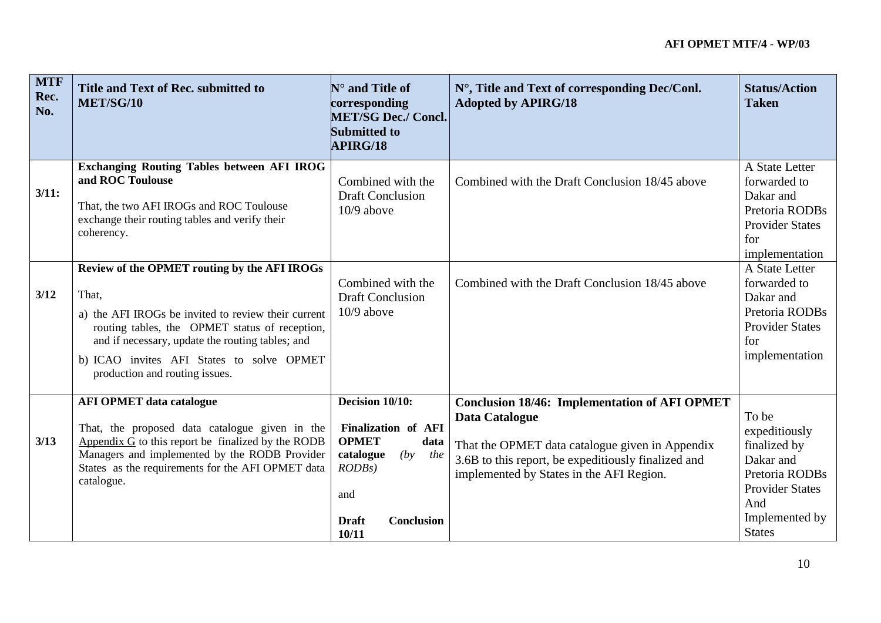| MTF Rec. No. | Title and Text of Rec. submitted to MET/SG/10 | N° and Title of corresponding MET/SG Dec./ Concl. Submitted to APIRG/18 | N°, Title and Text of corresponding Dec/Conl. Adopted by APIRG/18 | Status/Action Taken |
|---|---|---|---|---|
| 3/11: | **Exchanging Routing Tables between AFI IROG and ROC Toulouse**<br><br>That, the two AFI IROGs and ROC Toulouse exchange their routing tables and verify their coherency. | Combined with the Draft Conclusion 10/9 above | Combined with the Draft Conclusion 18/45 above | A State Letter forwarded to Dakar and Pretoria RODBs Provider States for implementation |
| 3/12 | **Review of the OPMET routing by the AFI IROGs**<br><br>That,<br><br>a) the AFI IROGs be invited to review their current routing tables, the OPMET status of reception, and if necessary, update the routing tables; and<br><br>b) ICAO invites AFI States to solve OPMET production and routing issues. | Combined with the Draft Conclusion 10/9 above | Combined with the Draft Conclusion 18/45 above | A State Letter forwarded to Dakar and Pretoria RODBs Provider States for implementation |
| 3/13 | **AFI OPMET data catalogue**<br><br>That, the proposed data catalogue given in the Appendix G to this report be finalized by the RODB Managers and implemented by the RODB Provider States as the requirements for the AFI OPMET data catalogue. | **Decision 10/10:**<br><br>**Finalization of AFI OPMET data catalogue** *(by the RODBs)*<br><br>and<br><br>**Draft Conclusion 10/11** | **Conclusion 18/46: Implementation of AFI OPMET Data Catalogue**<br><br>That the OPMET data catalogue given in Appendix 3.6B to this report, be expeditiously finalized and implemented by States in the AFI Region. | To be expeditiously finalized by Dakar and Pretoria RODBs Provider States And Implemented by States |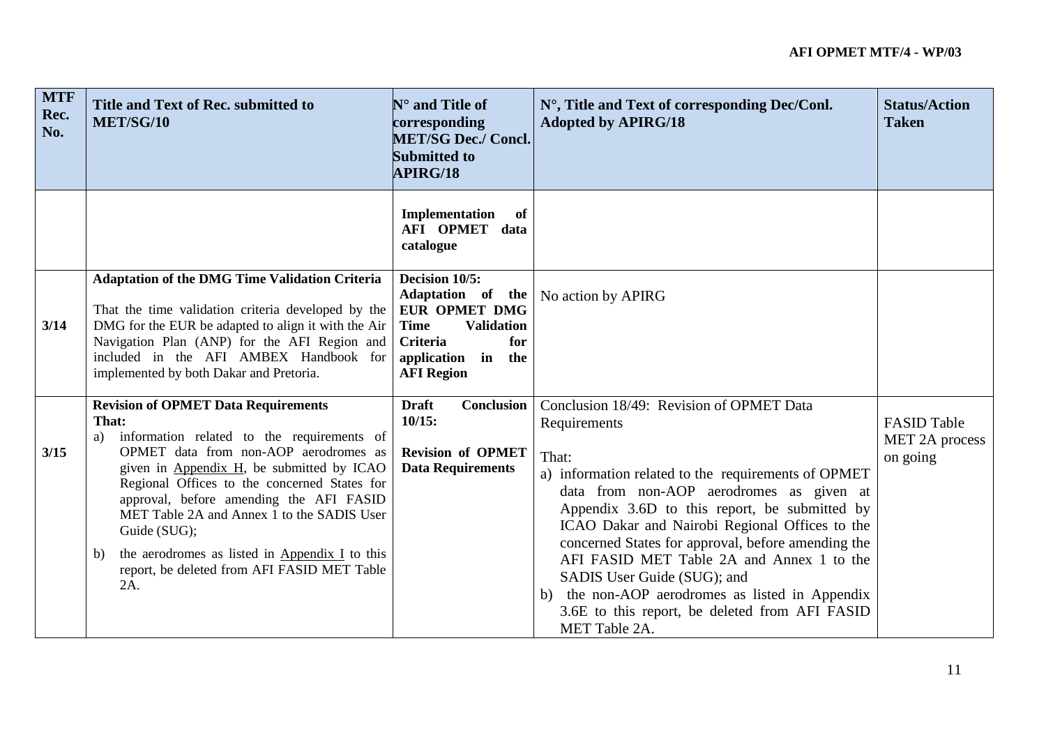| MTF Rec. No. | Title and Text of Rec. submitted to MET/SG/10 | N° and Title of corresponding MET/SG Dec./ Concl. Submitted to APIRG/18 | N°, Title and Text of corresponding Dec/Conl. Adopted by APIRG/18 | Status/Action Taken |
|---|---|---|---|---|
| | | **Implementation of AFI OPMET data catalogue** | | |
| 3/14 | **Adaptation of the DMG Time Validation Criteria**<br><br>That the time validation criteria developed by the DMG for the EUR be adapted to align it with the Air Navigation Plan (ANP) for the AFI Region and included in the AFI AMBEX Handbook for implemented by both Dakar and Pretoria. | **Decision 10/5: Adaptation of the EUR OPMET DMG Time Validation Criteria for application in the AFI Region** | No action by APIRG | |
| 3/15 | **Revision of OPMET Data Requirements**<br>**That:**<br>a) information related to the requirements of OPMET data from non-AOP aerodromes as given in Appendix H, be submitted by ICAO Regional Offices to the concerned States for approval, before amending the AFI FASID MET Table 2A and Annex 1 to the SADIS User Guide (SUG);<br>b) the aerodromes as listed in Appendix I to this report, be deleted from AFI FASID MET Table 2A. | **Draft Conclusion 10/15:**<br><br>**Revision of OPMET Data Requirements** | Conclusion 18/49: Revision of OPMET Data Requirements<br><br>That:<br>a) information related to the requirements of OPMET data from non-AOP aerodromes as given at Appendix 3.6D to this report, be submitted by ICAO Dakar and Nairobi Regional Offices to the concerned States for approval, before amending the AFI FASID MET Table 2A and Annex 1 to the SADIS User Guide (SUG); and<br>b) the non-AOP aerodromes as listed in Appendix 3.6E to this report, be deleted from AFI FASID MET Table 2A. | FASID Table MET 2A process on going |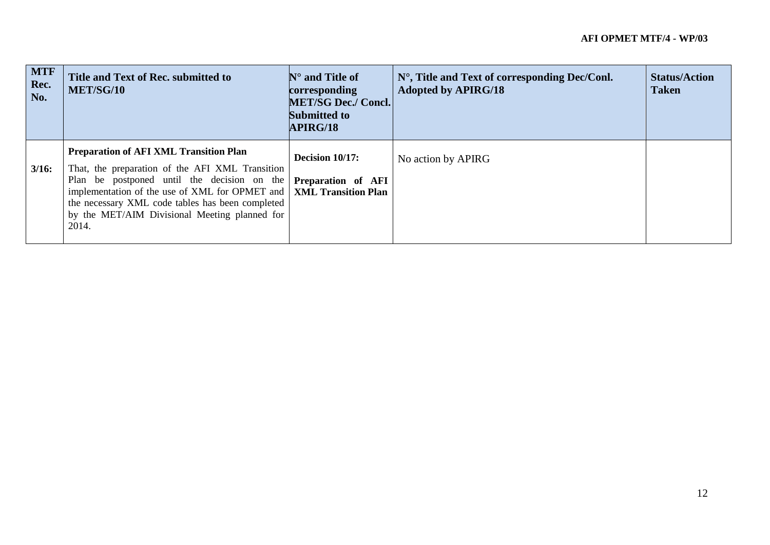| MTF Rec. No. | Title and Text of Rec. submitted to MET/SG/10 | N° and Title of corresponding MET/SG Dec./ Concl. Submitted to APIRG/18 | N°, Title and Text of corresponding Dec/Conl. Adopted by APIRG/18 | Status/Action Taken |
|---|---|---|---|---|
| **3/16:** | **Preparation of AFI XML Transition Plan**<br>That, the preparation of the AFI XML Transition Plan be postponed until the decision on the implementation of the use of XML for OPMET and the necessary XML code tables has been completed by the MET/AIM Divisional Meeting planned for 2014. | **Decision 10/17:**<br>**Preparation of AFI XML Transition Plan** | No action by APIRG | |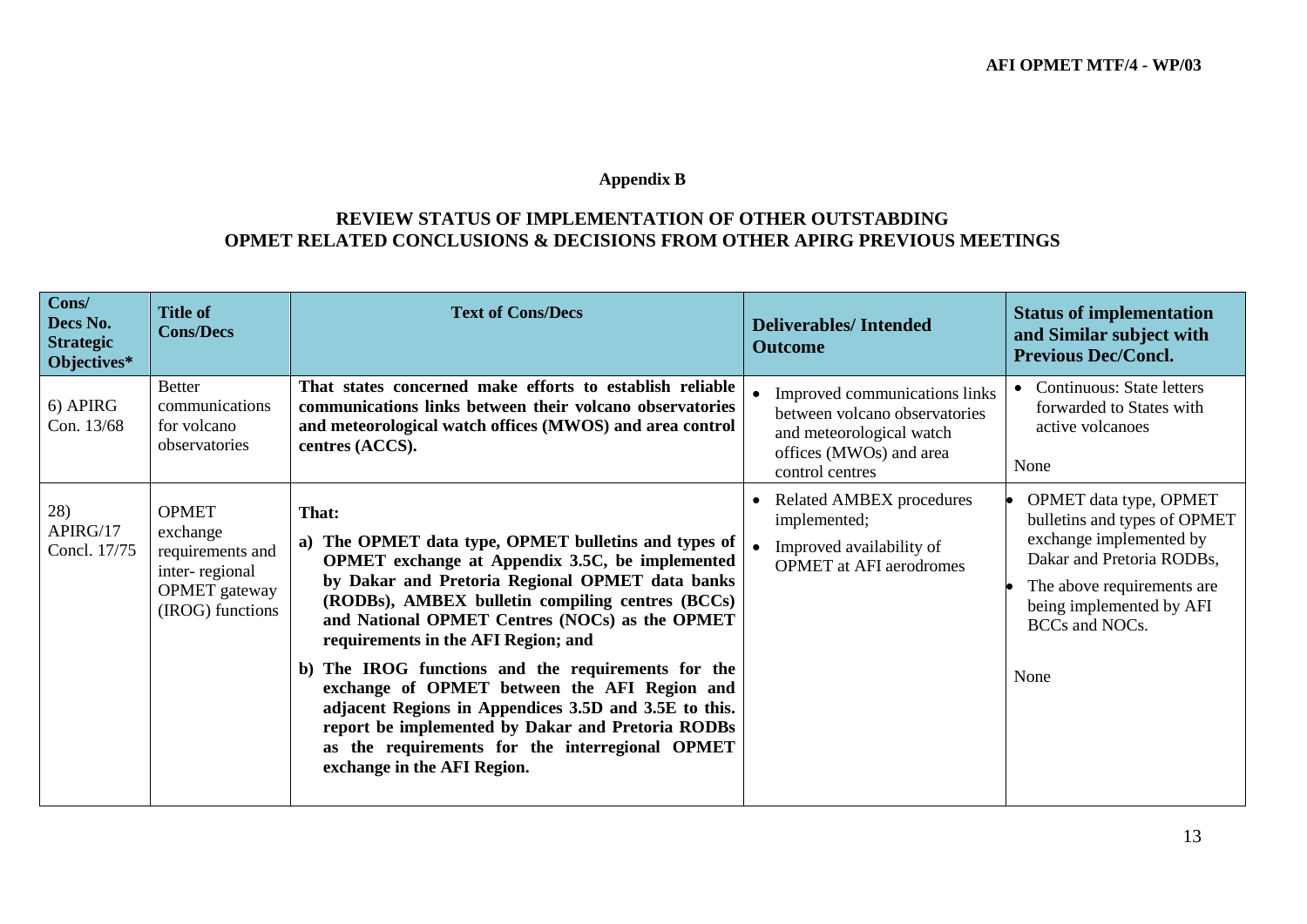**Appendix B**

**REVIEW STATUS OF IMPLEMENTATION OF OTHER OUTSTABDING OPMET RELATED CONCLUSIONS & DECISIONS FROM OTHER APIRG PREVIOUS MEETINGS**

| Cons/ Decs No. Strategic Objectives* | Title of Cons/Decs | Text of Cons/Decs | Deliverables/ Intended Outcome | Status of implementation and Similar subject with Previous Dec/Concl. |
|---|---|---|---|---|
| 6) APIRG Con. 13/68 | Better communications for volcano observatories | **That states concerned make efforts to establish reliable communications links between their volcano observatories and meteorological watch offices (MWOS) and area control centres (ACCS).** | • Improved communications links between volcano observatories and meteorological watch offices (MWOs) and area control centres | • Continuous: State letters forwarded to States with active volcanoes<br><br>None |
| 28) APIRG/17 Concl. 17/75 | OPMET exchange requirements and inter- regional OPMET gateway (IROG) functions | **That:**<br>**a) The OPMET data type, OPMET bulletins and types of OPMET exchange at Appendix 3.5C, be implemented by Dakar and Pretoria Regional OPMET data banks (RODBs), AMBEX bulletin compiling centres (BCCs) and National OPMET Centres (NOCs) as the OPMET requirements in the AFI Region; and**<br>**b) The IROG functions and the requirements for the exchange of OPMET between the AFI Region and adjacent Regions in Appendices 3.5D and 3.5E to this. report be implemented by Dakar and Pretoria RODBs as the requirements for the interregional OPMET exchange in the AFI Region.** | • Related AMBEX procedures implemented;<br>• Improved availability of OPMET at AFI aerodromes | • OPMET data type, OPMET bulletins and types of OPMET exchange implemented by Dakar and Pretoria RODBs,<br>• The above requirements are being implemented by AFI BCCs and NOCs.<br><br>None |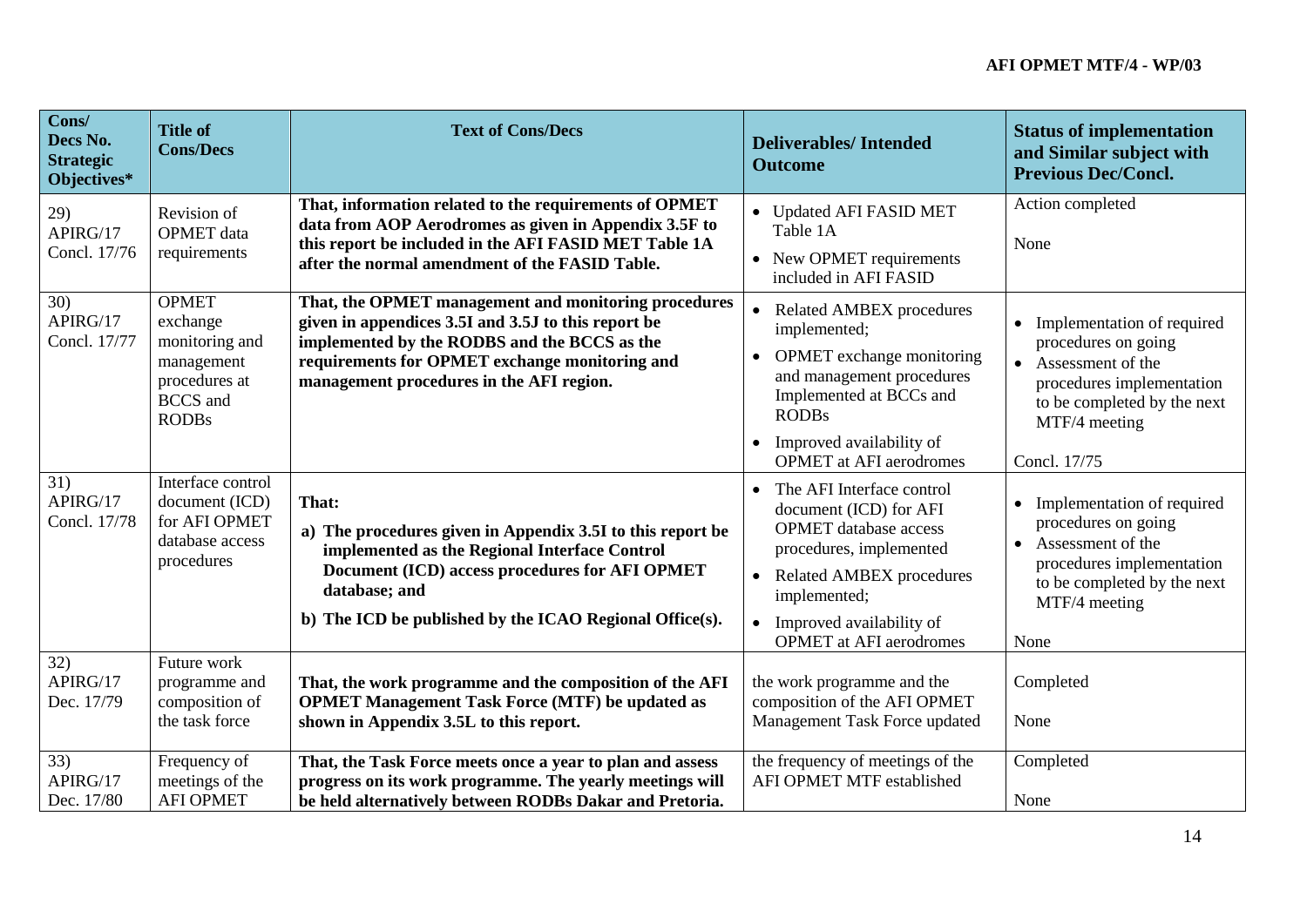| Cons/ Decs No. Strategic Objectives* | Title of Cons/Decs | Text of Cons/Decs | Deliverables/ Intended Outcome | Status of implementation and Similar subject with Previous Dec/Concl. |
|---|---|---|---|---|
| 29) APIRG/17 Concl. 17/76 | Revision of OPMET data requirements | **That, information related to the requirements of OPMET data from AOP Aerodromes as given in Appendix 3.5F to this report be included in the AFI FASID MET Table 1A after the normal amendment of the FASID Table.** | • Updated AFI FASID MET Table 1A<br>• New OPMET requirements included in AFI FASID | Action completed<br><br>None |
| 30) APIRG/17 Concl. 17/77 | OPMET exchange monitoring and management procedures at BCCS and RODBs | **That, the OPMET management and monitoring procedures given in appendices 3.5I and 3.5J to this report be implemented by the RODBS and the BCCS as the requirements for OPMET exchange monitoring and management procedures in the AFI region.** | • Related AMBEX procedures implemented;<br>• OPMET exchange monitoring and management procedures Implemented at BCCs and RODBs<br>• Improved availability of OPMET at AFI aerodromes | • Implementation of required procedures on going<br>• Assessment of the procedures implementation to be completed by the next MTF/4 meeting<br><br>Concl. 17/75 |
| 31) APIRG/17 Concl. 17/78 | Interface control document (ICD) for AFI OPMET database access procedures | **That:**<br>**a) The procedures given in Appendix 3.5I to this report be implemented as the Regional Interface Control Document (ICD) access procedures for AFI OPMET database; and**<br>**b) The ICD be published by the ICAO Regional Office(s).** | • The AFI Interface control document (ICD) for AFI OPMET database access procedures, implemented<br>• Related AMBEX procedures implemented;<br>• Improved availability of OPMET at AFI aerodromes | • Implementation of required procedures on going<br>• Assessment of the procedures implementation to be completed by the next MTF/4 meeting<br><br>None |
| 32) APIRG/17 Dec. 17/79 | Future work programme and composition of the task force | **That, the work programme and the composition of the AFI OPMET Management Task Force (MTF) be updated as shown in Appendix 3.5L to this report.** | the work programme and the composition of the AFI OPMET Management Task Force updated | Completed<br><br>None |
| 33) APIRG/17 Dec. 17/80 | Frequency of meetings of the AFI OPMET | **That, the Task Force meets once a year to plan and assess progress on its work programme. The yearly meetings will be held alternatively between RODBs Dakar and Pretoria.** | the frequency of meetings of the AFI OPMET MTF established | Completed<br><br>None |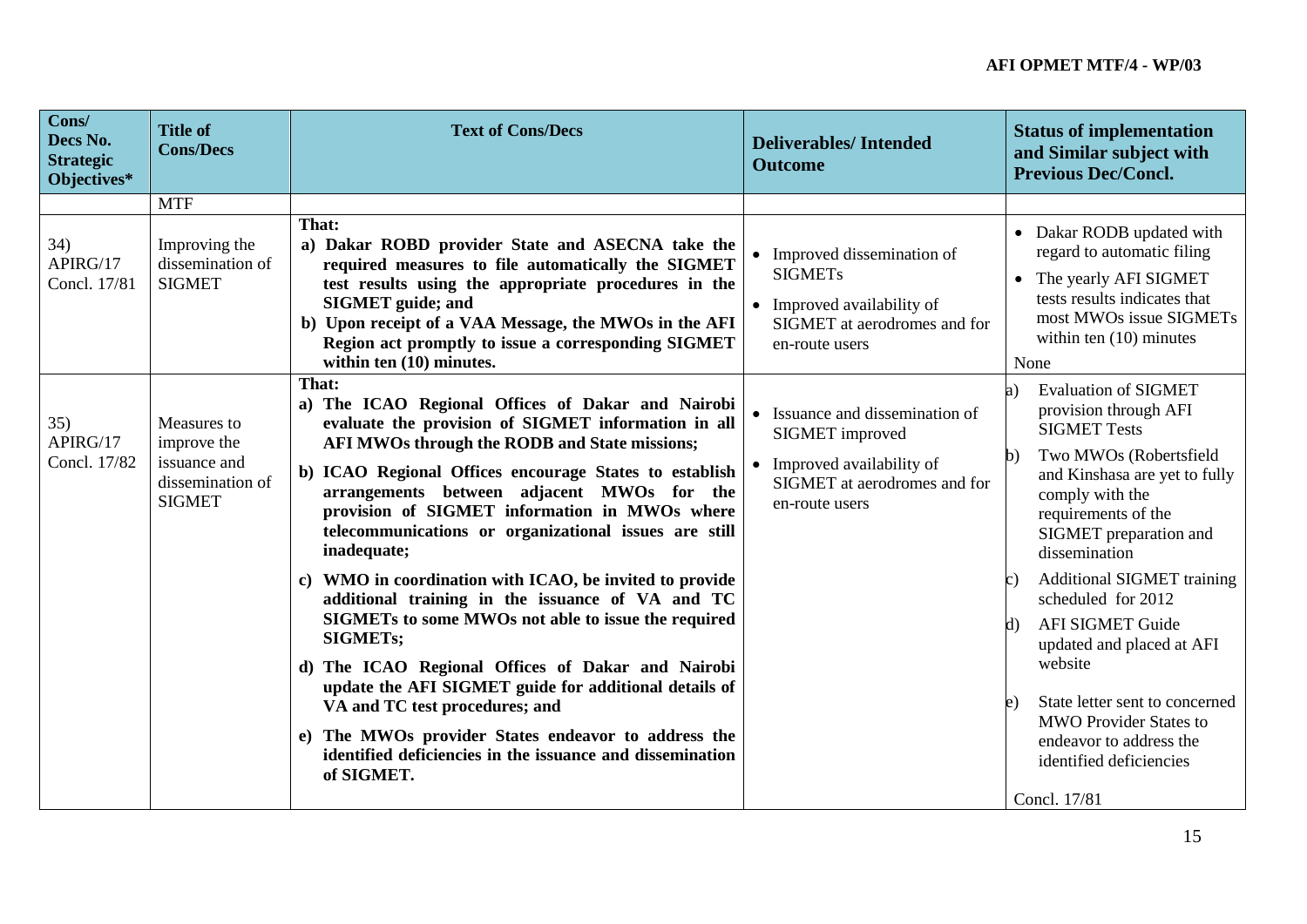| Cons/ Decs No. Strategic Objectives* | Title of Cons/Decs | Text of Cons/Decs | Deliverables/ Intended Outcome | Status of implementation and Similar subject with Previous Dec/Concl. |
|---|---|---|---|---|
| | MTF | | | |
| 34) APIRG/17 Concl. 17/81 | Improving the dissemination of SIGMET | **That:** <br> **a) Dakar ROBD provider State and ASECNA take the required measures to file automatically the SIGMET test results using the appropriate procedures in the SIGMET guide; and** <br> **b) Upon receipt of a VAA Message, the MWOs in the AFI Region act promptly to issue a corresponding SIGMET within ten (10) minutes.** | • Improved dissemination of SIGMETs <br> • Improved availability of SIGMET at aerodromes and for en-route users | • Dakar RODB updated with regard to automatic filing <br> • The yearly AFI SIGMET tests results indicates that most MWOs issue SIGMETs within ten (10) minutes <br> None |
| 35) APIRG/17 Concl. 17/82 | Measures to improve the issuance and dissemination of SIGMET | **That:** <br> **a) The ICAO Regional Offices of Dakar and Nairobi evaluate the provision of SIGMET information in all AFI MWOs through the RODB and State missions;** <br> **b) ICAO Regional Offices encourage States to establish arrangements between adjacent MWOs for the provision of SIGMET information in MWOs where telecommunications or organizational issues are still inadequate;** <br> **c) WMO in coordination with ICAO, be invited to provide additional training in the issuance of VA and TC SIGMETs to some MWOs not able to issue the required SIGMETs;** <br> **d) The ICAO Regional Offices of Dakar and Nairobi update the AFI SIGMET guide for additional details of VA and TC test procedures; and** <br> **e) The MWOs provider States endeavor to address the identified deficiencies in the issuance and dissemination of SIGMET.** | • Issuance and dissemination of SIGMET improved <br> • Improved availability of SIGMET at aerodromes and for en-route users | a) Evaluation of SIGMET provision through AFI SIGMET Tests <br> b) Two MWOs (Robertsfield and Kinshasa are yet to fully comply with the requirements of the SIGMET preparation and dissemination <br> c) Additional SIGMET training scheduled for 2012 <br> d) AFI SIGMET Guide updated and placed at AFI website <br> e) State letter sent to concerned MWO Provider States to endeavor to address the identified deficiencies <br> Concl. 17/81 |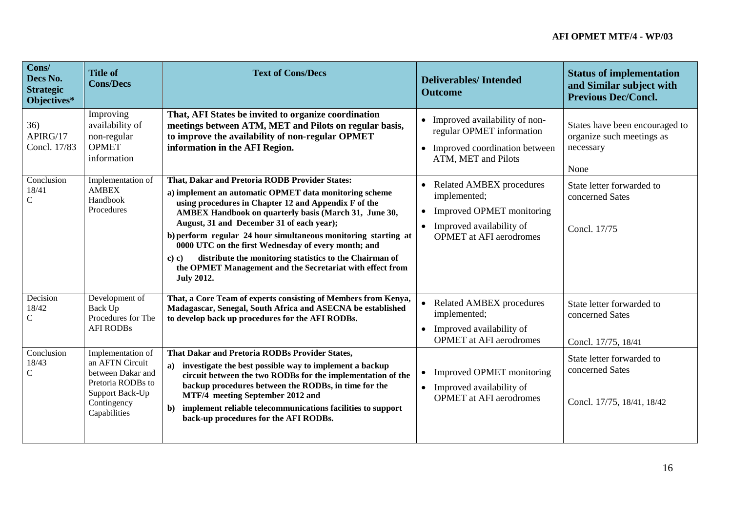| Cons/ Decs No. Strategic Objectives* | Title of Cons/Decs | Text of Cons/Decs | Deliverables/ Intended Outcome | Status of implementation and Similar subject with Previous Dec/Concl. |
|---|---|---|---|---|
| 36) APIRG/17 Concl. 17/83 | Improving availability of non-regular OPMET information | **That, AFI States be invited to organize coordination meetings between ATM, MET and Pilots on regular basis, to improve the availability of non-regular OPMET information in the AFI Region.** | • Improved availability of non-regular OPMET information<br>• Improved coordination between ATM, MET and Pilots | States have been encouraged to organize such meetings as necessary<br><br>None |
| Conclusion 18/41 C | Implementation of AMBEX Handbook Procedures | **That, Dakar and Pretoria RODB Provider States:**<br>**a) implement an automatic OPMET data monitoring scheme using procedures in Chapter 12 and Appendix F of the AMBEX Handbook on quarterly basis (March 31, June 30, August, 31 and December 31 of each year);**<br>**b) perform regular 24 hour simultaneous monitoring starting at 0000 UTC on the first Wednesday of every month; and**<br>**c) c) distribute the monitoring statistics to the Chairman of the OPMET Management and the Secretariat with effect from July 2012.** | • Related AMBEX procedures implemented;<br>• Improved OPMET monitoring<br>• Improved availability of OPMET at AFI aerodromes | State letter forwarded to concerned Sates<br><br>Concl. 17/75 |
| Decision 18/42 C | Development of Back Up Procedures for The AFI RODBs | **That, a Core Team of experts consisting of Members from Kenya, Madagascar, Senegal, South Africa and ASECNA be established to develop back up procedures for the AFI RODBs.** | • Related AMBEX procedures implemented;<br>• Improved availability of OPMET at AFI aerodromes | State letter forwarded to concerned Sates<br><br>Concl. 17/75, 18/41 |
| Conclusion 18/43 C | Implementation of an AFTN Circuit between Dakar and Pretoria RODBs to Support Back-Up Contingency Capabilities | **That Dakar and Pretoria RODBs Provider States,**<br>**a) investigate the best possible way to implement a backup circuit between the two RODBs for the implementation of the backup procedures between the RODBs, in time for the MTF/4 meeting September 2012 and**<br>**b) implement reliable telecommunications facilities to support back-up procedures for the AFI RODBs.** | • Improved OPMET monitoring<br>• Improved availability of OPMET at AFI aerodromes | State letter forwarded to concerned Sates<br><br>Concl. 17/75, 18/41, 18/42 |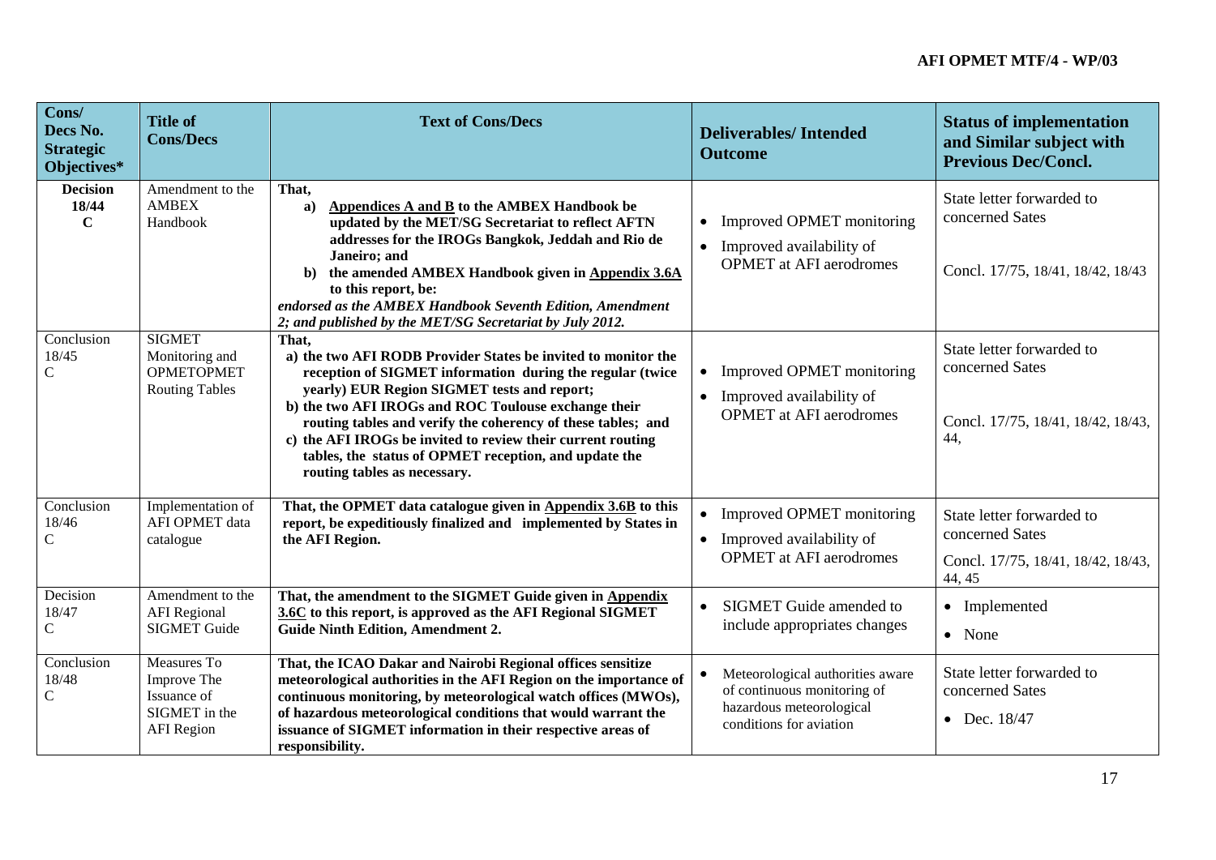| Cons/ Decs No. Strategic Objectives* | Title of Cons/Decs | Text of Cons/Decs | Deliverables/ Intended Outcome | Status of implementation and Similar subject with Previous Dec/Concl. |
|---|---|---|---|---|
| **Decision 18/44 C** | Amendment to the AMBEX Handbook | **That,**<br>**a) Appendices A and B to the AMBEX Handbook be updated by the MET/SG Secretariat to reflect AFTN addresses for the IROGs Bangkok, Jeddah and Rio de Janeiro; and**<br>**b) the amended AMBEX Handbook given in Appendix 3.6A to this report, be:**<br>***endorsed as the AMBEX Handbook Seventh Edition, Amendment 2; and published by the MET/SG Secretariat by July 2012.*** | • Improved OPMET monitoring<br>• Improved availability of OPMET at AFI aerodromes | State letter forwarded to concerned Sates<br><br>Concl. 17/75, 18/41, 18/42, 18/43 |
| Conclusion 18/45 C | SIGMET Monitoring and OPMETOPMET Routing Tables | **That,**<br>**a) the two AFI RODB Provider States be invited to monitor the reception of SIGMET information during the regular (twice yearly) EUR Region SIGMET tests and report;**<br>**b) the two AFI IROGs and ROC Toulouse exchange their routing tables and verify the coherency of these tables; and**<br>**c) the AFI IROGs be invited to review their current routing tables, the status of OPMET reception, and update the routing tables as necessary.** | • Improved OPMET monitoring<br>• Improved availability of OPMET at AFI aerodromes | State letter forwarded to concerned Sates<br><br>Concl. 17/75, 18/41, 18/42, 18/43, 44, |
| Conclusion 18/46 C | Implementation of AFI OPMET data catalogue | **That, the OPMET data catalogue given in Appendix 3.6B to this report, be expeditiously finalized and implemented by States in the AFI Region.** | • Improved OPMET monitoring<br>• Improved availability of OPMET at AFI aerodromes | State letter forwarded to concerned Sates<br>Concl. 17/75, 18/41, 18/42, 18/43, 44, 45 |
| Decision 18/47 C | Amendment to the AFI Regional SIGMET Guide | **That, the amendment to the SIGMET Guide given in Appendix 3.6C to this report, is approved as the AFI Regional SIGMET Guide Ninth Edition, Amendment 2.** | • SIGMET Guide amended to include appropriates changes | • Implemented<br>• None |
| Conclusion 18/48 C | Measures To Improve The Issuance of SIGMET in the AFI Region | **That, the ICAO Dakar and Nairobi Regional offices sensitize meteorological authorities in the AFI Region on the importance of continuous monitoring, by meteorological watch offices (MWOs), of hazardous meteorological conditions that would warrant the issuance of SIGMET information in their respective areas of responsibility.** | • Meteorological authorities aware of continuous monitoring of hazardous meteorological conditions for aviation | State letter forwarded to concerned Sates<br>• Dec. 18/47 |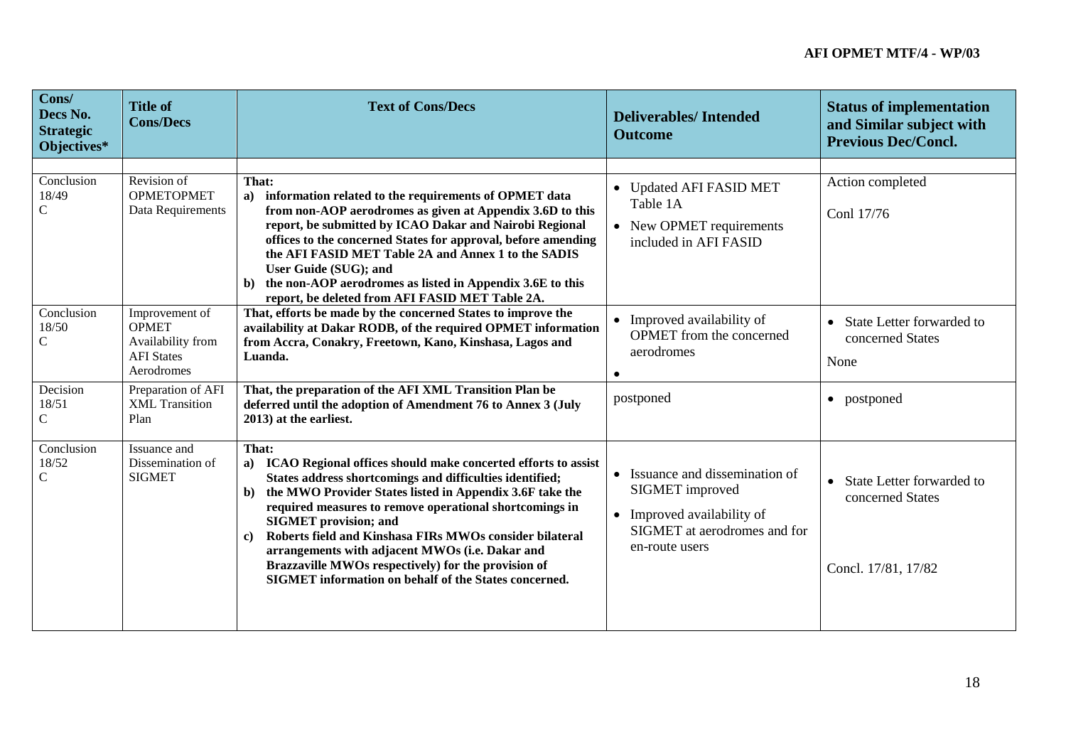| Cons/ Decs No. Strategic Objectives* | Title of Cons/Decs | Text of Cons/Decs | Deliverables/ Intended Outcome | Status of implementation and Similar subject with Previous Dec/Concl. |
|---|---|---|---|---|
| | | | | |
| Conclusion 18/49 C | Revision of OPMETOPMET Data Requirements | **That:**<br>**a) information related to the requirements of OPMET data from non-AOP aerodromes as given at Appendix 3.6D to this report, be submitted by ICAO Dakar and Nairobi Regional offices to the concerned States for approval, before amending the AFI FASID MET Table 2A and Annex 1 to the SADIS User Guide (SUG); and**<br>**b) the non-AOP aerodromes as listed in Appendix 3.6E to this report, be deleted from AFI FASID MET Table 2A.** | • Updated AFI FASID MET Table 1A<br>• New OPMET requirements included in AFI FASID | Action completed<br><br>Conl 17/76 |
| Conclusion 18/50 C | Improvement of OPMET Availability from AFI States Aerodromes | **That, efforts be made by the concerned States to improve the availability at Dakar RODB, of the required OPMET information from Accra, Conakry, Freetown, Kano, Kinshasa, Lagos and Luanda.** | • Improved availability of OPMET from the concerned aerodromes<br>• | • State Letter forwarded to concerned States<br><br>None |
| Decision 18/51 C | Preparation of AFI XML Transition Plan | **That, the preparation of the AFI XML Transition Plan be deferred until the adoption of Amendment 76 to Annex 3 (July 2013) at the earliest.** | postponed | • postponed |
| Conclusion 18/52 C | Issuance and Dissemination of SIGMET | **That:**<br>**a) ICAO Regional offices should make concerted efforts to assist States address shortcomings and difficulties identified;**<br>**b) the MWO Provider States listed in Appendix 3.6F take the required measures to remove operational shortcomings in SIGMET provision; and**<br>**c) Roberts field and Kinshasa FIRs MWOs consider bilateral arrangements with adjacent MWOs (i.e. Dakar and Brazzaville MWOs respectively) for the provision of SIGMET information on behalf of the States concerned.** | • Issuance and dissemination of SIGMET improved<br>• Improved availability of SIGMET at aerodromes and for en-route users | • State Letter forwarded to concerned States<br><br>Concl. 17/81, 17/82 |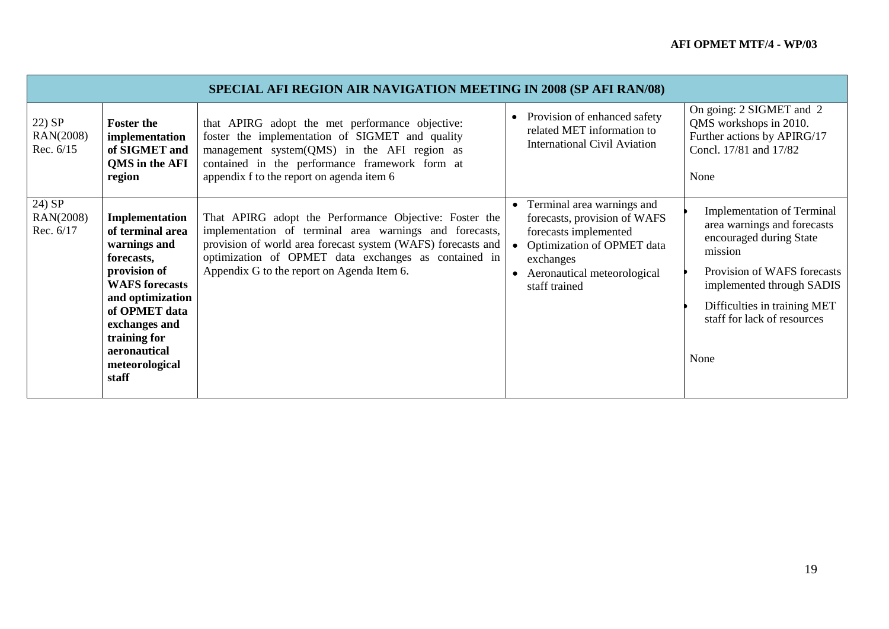| SPECIAL AFI REGION AIR NAVIGATION MEETING IN 2008 (SP AFI RAN/08) | | | | |
|---|---|---|---|---|
| 22) SP RAN(2008) Rec. 6/15 | **Foster the implementation of SIGMET and QMS in the AFI region** | that APIRG adopt the met performance objective: foster the implementation of SIGMET and quality management system(QMS) in the AFI region as contained in the performance framework form at appendix f to the report on agenda item 6 | • Provision of enhanced safety related MET information to International Civil Aviation | On going: 2 SIGMET and 2 QMS workshops in 2010. Further actions by APIRG/17 Concl. 17/81 and 17/82<br><br>None |
| 24) SP RAN(2008) Rec. 6/17 | **Implementation of terminal area warnings and forecasts, provision of WAFS forecasts and optimization of OPMET data exchanges and training for aeronautical meteorological staff** | That APIRG adopt the Performance Objective: Foster the implementation of terminal area warnings and forecasts, provision of world area forecast system (WAFS) forecasts and optimization of OPMET data exchanges as contained in Appendix G to the report on Agenda Item 6. | • Terminal area warnings and forecasts, provision of WAFS forecasts implemented<br>• Optimization of OPMET data exchanges<br>• Aeronautical meteorological staff trained | • Implementation of Terminal area warnings and forecasts encouraged during State mission<br>• Provision of WAFS forecasts implemented through SADIS<br>• Difficulties in training MET staff for lack of resources<br><br>None |